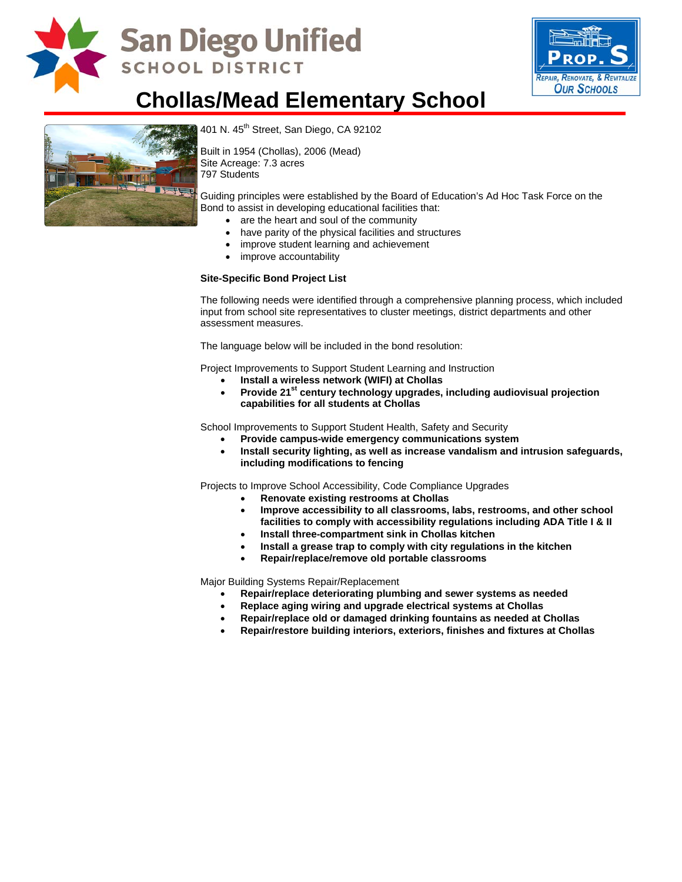San Diego Unified SCHOOL DISTRICT

PROP. S — REPAIR, RENOVATE, & REVITALIZE OUR SCHOOLS

# Chollas/Mead Elementary School

401 N. 45th Street, San Diego, CA 92102

Built in 1954 (Chollas), 2006 (Mead)
Site Acreage: 7.3 acres
797 Students

Guiding principles were established by the Board of Education's Ad Hoc Task Force on the Bond to assist in developing educational facilities that:

- are the heart and soul of the community
- have parity of the physical facilities and structures
- improve student learning and achievement
- improve accountability

**Site-Specific Bond Project List**

The following needs were identified through a comprehensive planning process, which included input from school site representatives to cluster meetings, district departments and other assessment measures.

The language below will be included in the bond resolution:

Project Improvements to Support Student Learning and Instruction

- **Install a wireless network (WIFI) at Chollas**
- **Provide 21st century technology upgrades, including audiovisual projection capabilities for all students at Chollas**

School Improvements to Support Student Health, Safety and Security

- **Provide campus-wide emergency communications system**
- **Install security lighting, as well as increase vandalism and intrusion safeguards, including modifications to fencing**

Projects to Improve School Accessibility, Code Compliance Upgrades

- **Renovate existing restrooms at Chollas**
- **Improve accessibility to all classrooms, labs, restrooms, and other school facilities to comply with accessibility regulations including ADA Title I & II**
- **Install three-compartment sink in Chollas kitchen**
- **Install a grease trap to comply with city regulations in the kitchen**
- **Repair/replace/remove old portable classrooms**

Major Building Systems Repair/Replacement

- **Repair/replace deteriorating plumbing and sewer systems as needed**
- **Replace aging wiring and upgrade electrical systems at Chollas**
- **Repair/replace old or damaged drinking fountains as needed at Chollas**
- **Repair/restore building interiors, exteriors, finishes and fixtures at Chollas**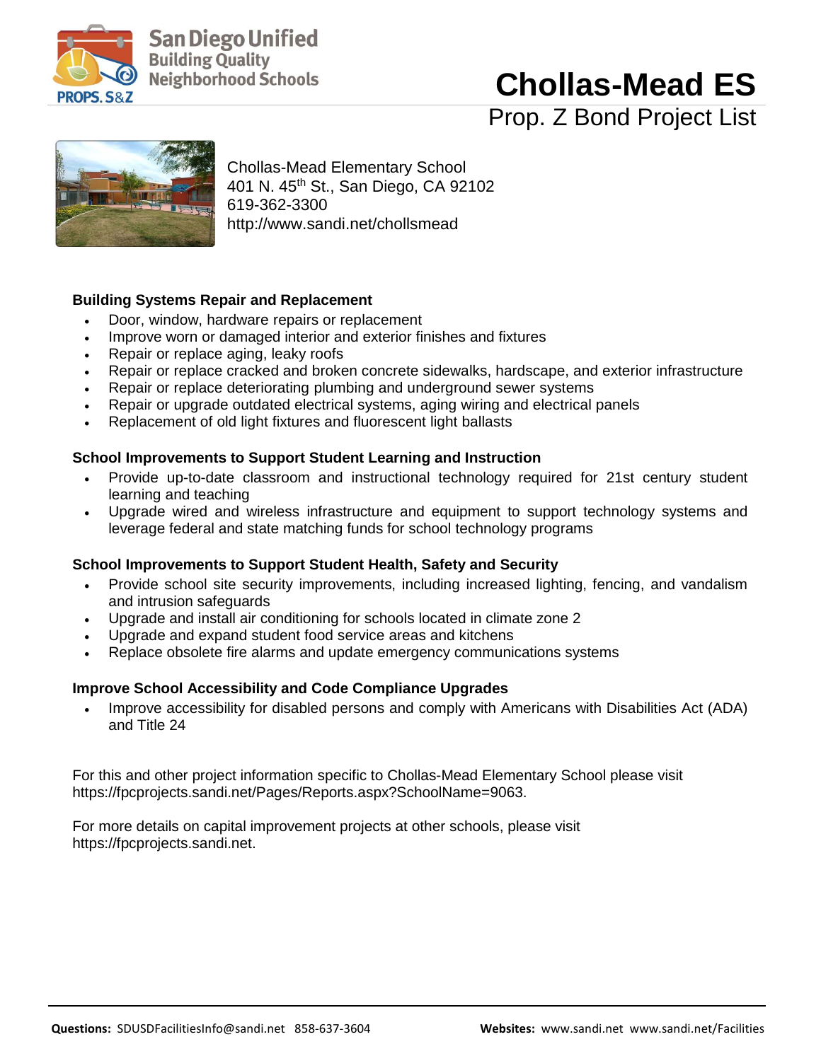San Diego Unified
Building Quality
Neighborhood Schools

PROPS. S&Z

# Chollas-Mead ES

## Prop. Z Bond Project List

Chollas-Mead Elementary School
401 N. 45th St., San Diego, CA 92102
619-362-3300
http://www.sandi.net/chollsmead

### Building Systems Repair and Replacement

- Door, window, hardware repairs or replacement
- Improve worn or damaged interior and exterior finishes and fixtures
- Repair or replace aging, leaky roofs
- Repair or replace cracked and broken concrete sidewalks, hardscape, and exterior infrastructure
- Repair or replace deteriorating plumbing and underground sewer systems
- Repair or upgrade outdated electrical systems, aging wiring and electrical panels
- Replacement of old light fixtures and fluorescent light ballasts

### School Improvements to Support Student Learning and Instruction

- Provide up-to-date classroom and instructional technology required for 21st century student learning and teaching
- Upgrade wired and wireless infrastructure and equipment to support technology systems and leverage federal and state matching funds for school technology programs

### School Improvements to Support Student Health, Safety and Security

- Provide school site security improvements, including increased lighting, fencing, and vandalism and intrusion safeguards
- Upgrade and install air conditioning for schools located in climate zone 2
- Upgrade and expand student food service areas and kitchens
- Replace obsolete fire alarms and update emergency communications systems

### Improve School Accessibility and Code Compliance Upgrades

- Improve accessibility for disabled persons and comply with Americans with Disabilities Act (ADA) and Title 24

For this and other project information specific to Chollas-Mead Elementary School please visit https://fpcprojects.sandi.net/Pages/Reports.aspx?SchoolName=9063.

For more details on capital improvement projects at other schools, please visit https://fpcprojects.sandi.net.

**Questions:** SDUSDFacilitiesInfo@sandi.net 858-637-3604 **Websites:** www.sandi.net www.sandi.net/Facilities